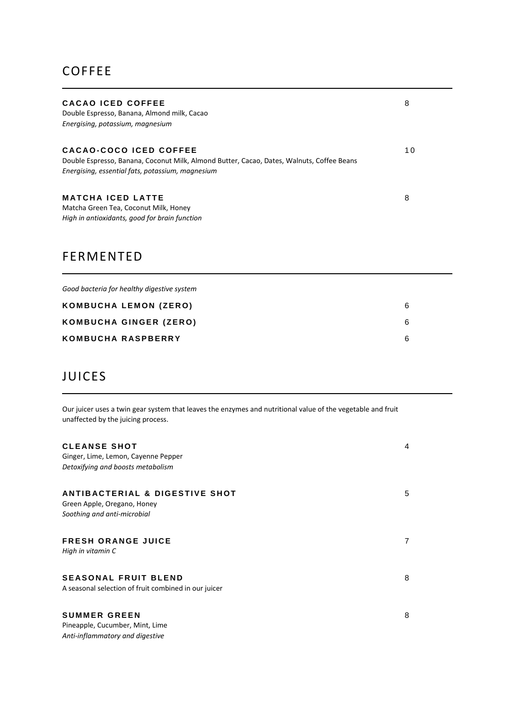## COFFEE

**CACAO ICED COFFEE** 8
Double Espresso, Banana, Almond milk, Cacao
*Energising, potassium, magnesium*

**CACAO-COCO ICED COFFEE** 10
Double Espresso, Banana, Coconut Milk, Almond Butter, Cacao, Dates, Walnuts, Coffee Beans
*Energising, essential fats, potassium, magnesium*

**MATCHA ICED LATTE** 8
Matcha Green Tea, Coconut Milk, Honey
*High in antioxidants, good for brain function*

## FERMENTED

*Good bacteria for healthy digestive system*

**KOMBUCHA LEMON (ZERO)** 6

**KOMBUCHA GINGER (ZERO)** 6

**KOMBUCHA RASPBERRY** 6

## JUICES

Our juicer uses a twin gear system that leaves the enzymes and nutritional value of the vegetable and fruit unaffected by the juicing process.

**CLEANSE SHOT** 4
Ginger, Lime, Lemon, Cayenne Pepper
*Detoxifying and boosts metabolism*

**ANTIBACTERIAL & DIGESTIVE SHOT** 5
Green Apple, Oregano, Honey
*Soothing and anti-microbial*

**FRESH ORANGE JUICE** 7
*High in vitamin C*

**SEASONAL FRUIT BLEND** 8
A seasonal selection of fruit combined in our juicer

**SUMMER GREEN** 8
Pineapple, Cucumber, Mint, Lime
*Anti-inflammatory and digestive*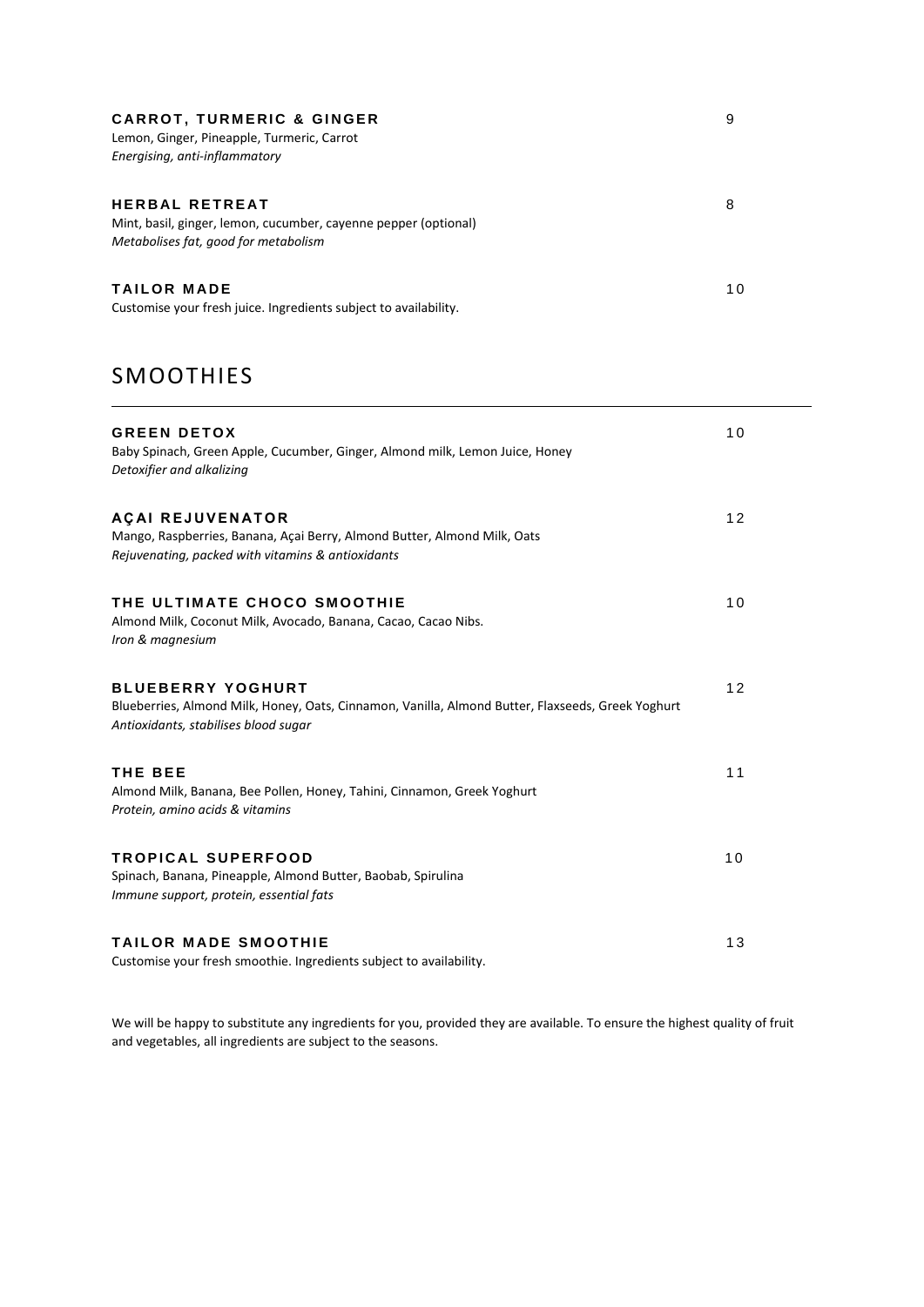**CARROT, TURMERIC & GINGER** 9
Lemon, Ginger, Pineapple, Turmeric, Carrot
*Energising, anti-inflammatory*

**HERBAL RETREAT** 8
Mint, basil, ginger, lemon, cucumber, cayenne pepper (optional)
*Metabolises fat, good for metabolism*

**TAILOR MADE** 10
Customise your fresh juice. Ingredients subject to availability.

## SMOOTHIES

---

**GREEN DETOX** 10
Baby Spinach, Green Apple, Cucumber, Ginger, Almond milk, Lemon Juice, Honey
*Detoxifier and alkalizing*

**AÇAI REJUVENATOR** 12
Mango, Raspberries, Banana, Açai Berry, Almond Butter, Almond Milk, Oats
*Rejuvenating, packed with vitamins & antioxidants*

**THE ULTIMATE CHOCO SMOOTHIE** 10
Almond Milk, Coconut Milk, Avocado, Banana, Cacao, Cacao Nibs.
*Iron & magnesium*

**BLUEBERRY YOGHURT** 12
Blueberries, Almond Milk, Honey, Oats, Cinnamon, Vanilla, Almond Butter, Flaxseeds, Greek Yoghurt
*Antioxidants, stabilises blood sugar*

**THE BEE** 11
Almond Milk, Banana, Bee Pollen, Honey, Tahini, Cinnamon, Greek Yoghurt
*Protein, amino acids & vitamins*

**TROPICAL SUPERFOOD** 10
Spinach, Banana, Pineapple, Almond Butter, Baobab, Spirulina
*Immune support, protein, essential fats*

**TAILOR MADE SMOOTHIE** 13
Customise your fresh smoothie. Ingredients subject to availability.

We will be happy to substitute any ingredients for you, provided they are available. To ensure the highest quality of fruit and vegetables, all ingredients are subject to the seasons.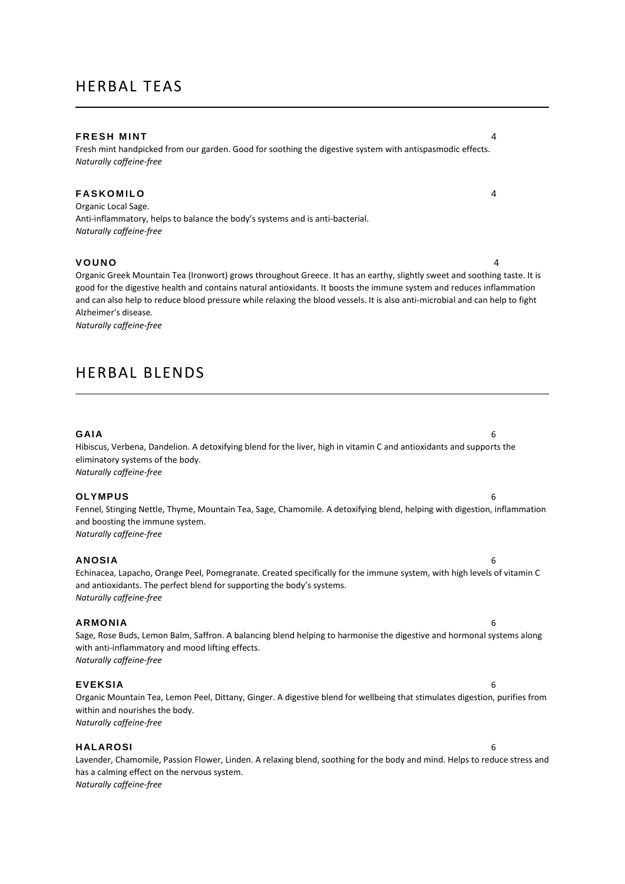# HERBAL TEAS

**FRESH MINT** 4

Fresh mint handpicked from our garden. Good for soothing the digestive system with antispasmodic effects.
***Naturally caffeine-free***

**FASKOMILO** 4

Organic Local Sage.
Anti-inflammatory, helps to balance the body's systems and is anti-bacterial.
***Naturally caffeine-free***

**VOUNO** 4

Organic Greek Mountain Tea (Ironwort) grows throughout Greece. It has an earthy, slightly sweet and soothing taste. It is good for the digestive health and contains natural antioxidants. It boosts the immune system and reduces inflammation and can also help to reduce blood pressure while relaxing the blood vessels. It is also anti-microbial and can help to fight Alzheimer's disease.
***Naturally caffeine-free***

# HERBAL BLENDS

**GAIA** 6

Hibiscus, Verbena, Dandelion. A detoxifying blend for the liver, high in vitamin C and antioxidants and supports the eliminatory systems of the body.
***Naturally caffeine-free***

**OLYMPUS** 6

Fennel, Stinging Nettle, Thyme, Mountain Tea, Sage, Chamomile. A detoxifying blend, helping with digestion, inflammation and boosting the immune system.
***Naturally caffeine-free***

**ANOSIA** 6

Echinacea, Lapacho, Orange Peel, Pomegranate. Created specifically for the immune system, with high levels of vitamin C and antioxidants. The perfect blend for supporting the body's systems.
***Naturally caffeine-free***

**ARMONIA** 6

Sage, Rose Buds, Lemon Balm, Saffron. A balancing blend helping to harmonise the digestive and hormonal systems along with anti-inflammatory and mood lifting effects.
***Naturally caffeine-free***

**EVEKSIA** 6

Organic Mountain Tea, Lemon Peel, Dittany, Ginger. A digestive blend for wellbeing that stimulates digestion, purifies from within and nourishes the body.
***Naturally caffeine-free***

**HALAROSI** 6

Lavender, Chamomile, Passion Flower, Linden. A relaxing blend, soothing for the body and mind. Helps to reduce stress and has a calming effect on the nervous system.
***Naturally caffeine-free***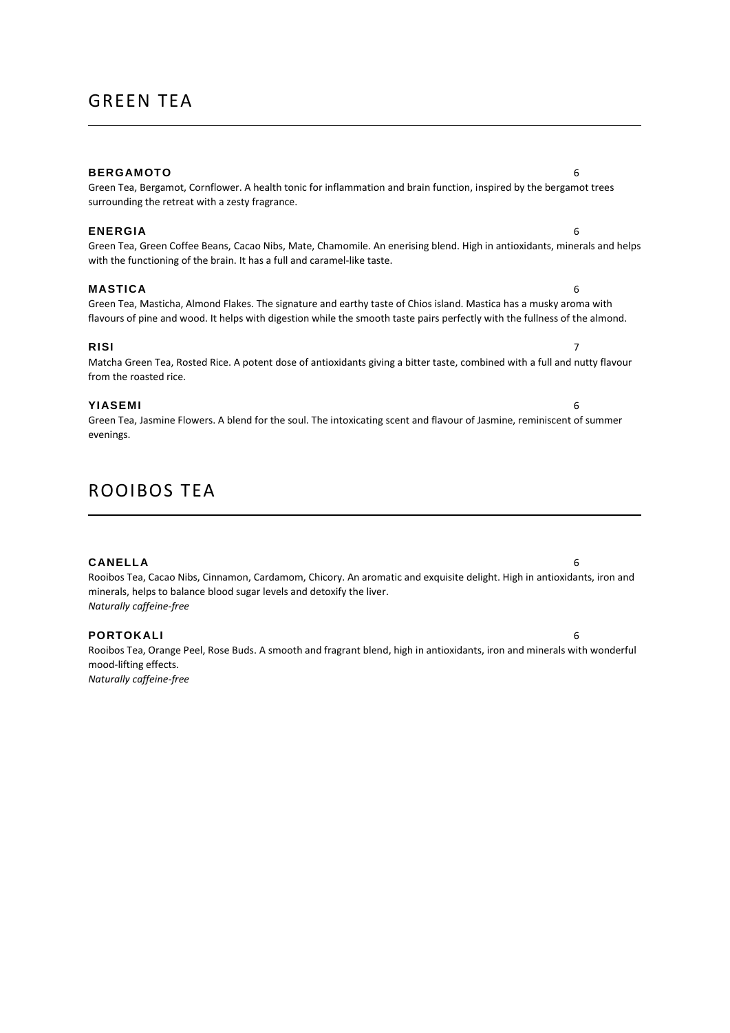# GREEN TEA

**BERGAMOTO** 6

Green Tea, Bergamot, Cornflower. A health tonic for inflammation and brain function, inspired by the bergamot trees surrounding the retreat with a zesty fragrance.

**ENERGIA** 6

Green Tea, Green Coffee Beans, Cacao Nibs, Mate, Chamomile. An enerising blend. High in antioxidants, minerals and helps with the functioning of the brain. It has a full and caramel-like taste.

**MASTICA** 6

Green Tea, Masticha, Almond Flakes. The signature and earthy taste of Chios island. Mastica has a musky aroma with flavours of pine and wood. It helps with digestion while the smooth taste pairs perfectly with the fullness of the almond.

**RISI** 7

Matcha Green Tea, Rosted Rice. A potent dose of antioxidants giving a bitter taste, combined with a full and nutty flavour from the roasted rice.

**YIASEMI** 6

Green Tea, Jasmine Flowers. A blend for the soul. The intoxicating scent and flavour of Jasmine, reminiscent of summer evenings.

# ROOIBOS TEA

**CANELLA** 6

Rooibos Tea, Cacao Nibs, Cinnamon, Cardamom, Chicory. An aromatic and exquisite delight. High in antioxidants, iron and minerals, helps to balance blood sugar levels and detoxify the liver.

*Naturally caffeine-free*

**PORTOKALI** 6

Rooibos Tea, Orange Peel, Rose Buds. A smooth and fragrant blend, high in antioxidants, iron and minerals with wonderful mood-lifting effects.

*Naturally caffeine-free*